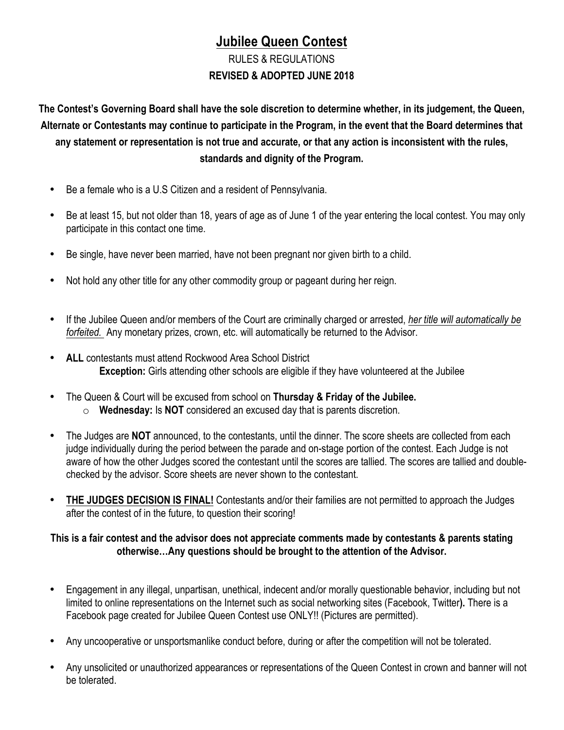# Jubilee Queen Contest

RULES & REGULATIONS

**REVISED & ADOPTED JUNE 2018**

**The Contest's Governing Board shall have the sole discretion to determine whether, in its judgement, the Queen, Alternate or Contestants may continue to participate in the Program, in the event that the Board determines that any statement or representation is not true and accurate, or that any action is inconsistent with the rules, standards and dignity of the Program.**

- Be a female who is a U.S Citizen and a resident of Pennsylvania.
- Be at least 15, but not older than 18, years of age as of June 1 of the year entering the local contest. You may only participate in this contact one time.
- Be single, have never been married, have not been pregnant nor given birth to a child.
- Not hold any other title for any other commodity group or pageant during her reign.
- If the Jubilee Queen and/or members of the Court are criminally charged or arrested, *her title will automatically be forfeited.* Any monetary prizes, crown, etc. will automatically be returned to the Advisor.
- **ALL** contestants must attend Rockwood Area School District
  **Exception:** Girls attending other schools are eligible if they have volunteered at the Jubilee
- The Queen & Court will be excused from school on **Thursday & Friday of the Jubilee.**
  - **Wednesday:** Is **NOT** considered an excused day that is parents discretion.
- The Judges are **NOT** announced, to the contestants, until the dinner. The score sheets are collected from each judge individually during the period between the parade and on-stage portion of the contest. Each Judge is not aware of how the other Judges scored the contestant until the scores are tallied. The scores are tallied and double-checked by the advisor. Score sheets are never shown to the contestant.
- **THE JUDGES DECISION IS FINAL!** Contestants and/or their families are not permitted to approach the Judges after the contest of in the future, to question their scoring!

**This is a fair contest and the advisor does not appreciate comments made by contestants & parents stating otherwise…Any questions should be brought to the attention of the Advisor.**

- Engagement in any illegal, unpartisan, unethical, indecent and/or morally questionable behavior, including but not limited to online representations on the Internet such as social networking sites (Facebook, Twitter**).** There is a Facebook page created for Jubilee Queen Contest use ONLY!! (Pictures are permitted).
- Any uncooperative or unsportsmanlike conduct before, during or after the competition will not be tolerated.
- Any unsolicited or unauthorized appearances or representations of the Queen Contest in crown and banner will not be tolerated.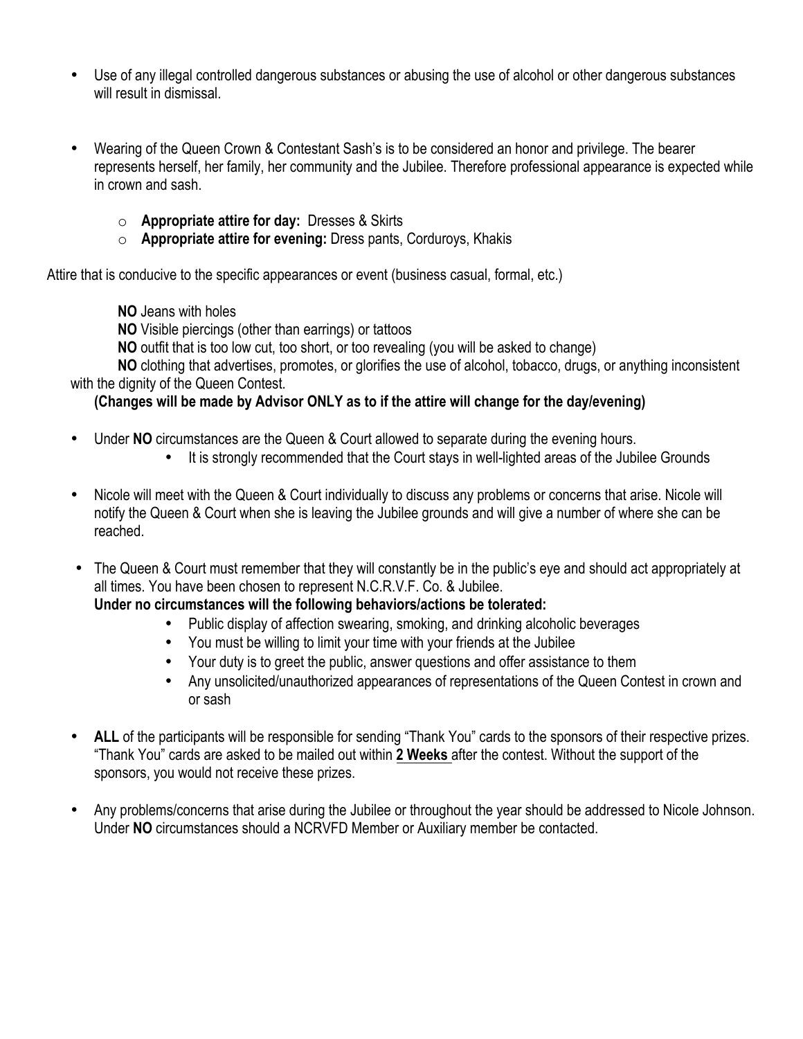- Use of any illegal controlled dangerous substances or abusing the use of alcohol or other dangerous substances will result in dismissal.

- Wearing of the Queen Crown & Contestant Sash's is to be considered an honor and privilege. The bearer represents herself, her family, her community and the Jubilee. Therefore professional appearance is expected while in crown and sash.

  - **Appropriate attire for day:** Dresses & Skirts
  - **Appropriate attire for evening:** Dress pants, Corduroys, Khakis

Attire that is conducive to the specific appearances or event (business casual, formal, etc.)

**NO** Jeans with holes
**NO** Visible piercings (other than earrings) or tattoos
**NO** outfit that is too low cut, too short, or too revealing (you will be asked to change)
**NO** clothing that advertises, promotes, or glorifies the use of alcohol, tobacco, drugs, or anything inconsistent with the dignity of the Queen Contest.

**(Changes will be made by Advisor ONLY as to if the attire will change for the day/evening)**

- Under **NO** circumstances are the Queen & Court allowed to separate during the evening hours.
  - It is strongly recommended that the Court stays in well-lighted areas of the Jubilee Grounds

- Nicole will meet with the Queen & Court individually to discuss any problems or concerns that arise. Nicole will notify the Queen & Court when she is leaving the Jubilee grounds and will give a number of where she can be reached.

- The Queen & Court must remember that they will constantly be in the public's eye and should act appropriately at all times. You have been chosen to represent N.C.R.V.F. Co. & Jubilee.
  **Under no circumstances will the following behaviors/actions be tolerated:**
  - Public display of affection swearing, smoking, and drinking alcoholic beverages
  - You must be willing to limit your time with your friends at the Jubilee
  - Your duty is to greet the public, answer questions and offer assistance to them
  - Any unsolicited/unauthorized appearances of representations of the Queen Contest in crown and or sash

- **ALL** of the participants will be responsible for sending "Thank You" cards to the sponsors of their respective prizes. "Thank You" cards are asked to be mailed out within **2 Weeks** after the contest. Without the support of the sponsors, you would not receive these prizes.

- Any problems/concerns that arise during the Jubilee or throughout the year should be addressed to Nicole Johnson. Under **NO** circumstances should a NCRVFD Member or Auxiliary member be contacted.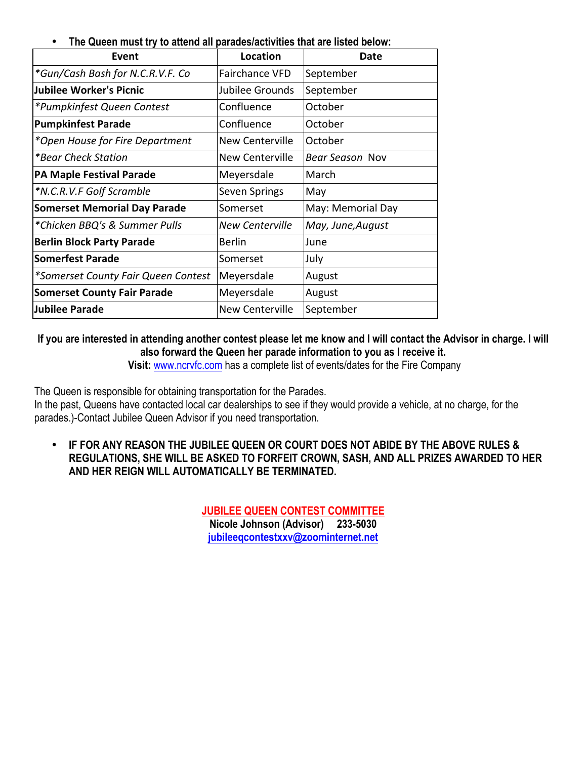- **The Queen must try to attend all parades/activities that are listed below:**

| Event | Location | Date |
|---|---|---|
| *\*Gun/Cash Bash for N.C.R.V.F. Co* | Fairchance VFD | September |
| **Jubilee Worker's Picnic** | Jubilee Grounds | September |
| *\*Pumpkinfest Queen Contest* | Confluence | October |
| **Pumpkinfest Parade** | Confluence | October |
| *\*Open House for Fire Department* | New Centerville | October |
| *\*Bear Check Station* | New Centerville | *Bear Season* Nov |
| **PA Maple Festival Parade** | Meyersdale | March |
| *\*N.C.R.V.F Golf Scramble* | Seven Springs | May |
| **Somerset Memorial Day Parade** | Somerset | May: Memorial Day |
| *\*Chicken BBQ's & Summer Pulls* | *New Centerville* | *May, June,August* |
| **Berlin Block Party Parade** | Berlin | June |
| **Somerfest Parade** | Somerset | July |
| *\*Somerset County Fair Queen Contest* | Meyersdale | August |
| **Somerset County Fair Parade** | Meyersdale | August |
| **Jubilee Parade** | New Centerville | September |

**If you are interested in attending another contest please let me know and I will contact the Advisor in charge. I will also forward the Queen her parade information to you as I receive it.**

**Visit:** www.ncrvfc.com has a complete list of events/dates for the Fire Company

The Queen is responsible for obtaining transportation for the Parades.
In the past, Queens have contacted local car dealerships to see if they would provide a vehicle, at no charge, for the parades.)-Contact Jubilee Queen Advisor if you need transportation.

- **IF FOR ANY REASON THE JUBILEE QUEEN OR COURT DOES NOT ABIDE BY THE ABOVE RULES & REGULATIONS, SHE WILL BE ASKED TO FORFEIT CROWN, SASH, AND ALL PRIZES AWARDED TO HER AND HER REIGN WILL AUTOMATICALLY BE TERMINATED.**

**JUBILEE QUEEN CONTEST COMMITTEE**

**Nicole Johnson (Advisor) 233-5030**

**jubileeqcontestxxv@zoominternet.net**